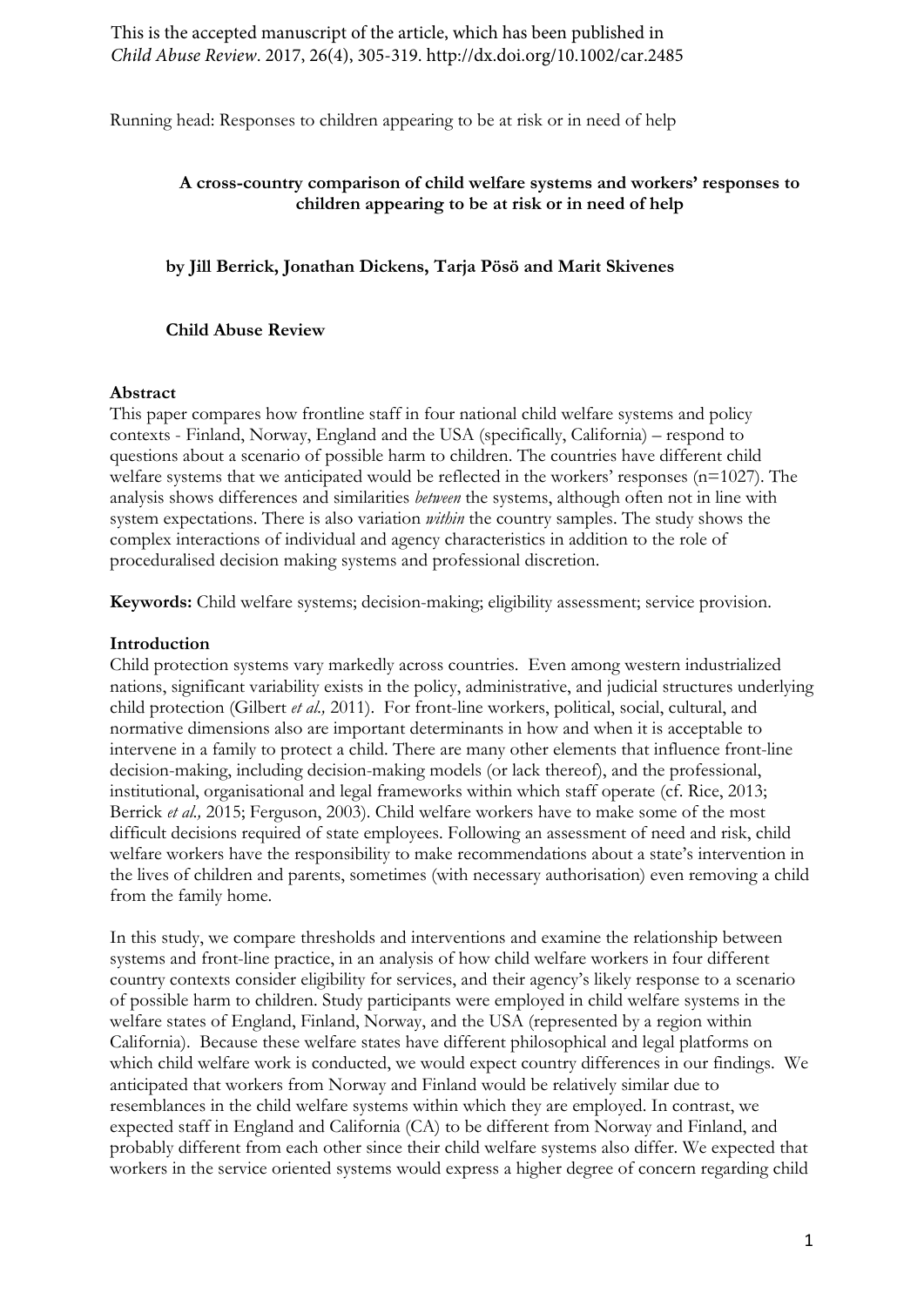This is the accepted manuscript of the article, which has been published in *Child Abuse Review*. 2017, 26(4), 305-319. http://dx.doi.org/10.1002/car.2485

Running head: Responses to children appearing to be at risk or in need of help

**A cross-country comparison of child welfare systems and workers' responses to children appearing to be at risk or in need of help**

**by Jill Berrick, Jonathan Dickens, Tarja Pösö and Marit Skivenes**

**Child Abuse Review**

## Abstract

This paper compares how frontline staff in four national child welfare systems and policy contexts - Finland, Norway, England and the USA (specifically, California) – respond to questions about a scenario of possible harm to children. The countries have different child welfare systems that we anticipated would be reflected in the workers' responses (n=1027). The analysis shows differences and similarities *between* the systems, although often not in line with system expectations. There is also variation *within* the country samples. The study shows the complex interactions of individual and agency characteristics in addition to the role of proceduralised decision making systems and professional discretion.

**Keywords:** Child welfare systems; decision-making; eligibility assessment; service provision.

## Introduction

Child protection systems vary markedly across countries. Even among western industrialized nations, significant variability exists in the policy, administrative, and judicial structures underlying child protection (Gilbert *et al.,* 2011). For front-line workers, political, social, cultural, and normative dimensions also are important determinants in how and when it is acceptable to intervene in a family to protect a child. There are many other elements that influence front-line decision-making, including decision-making models (or lack thereof), and the professional, institutional, organisational and legal frameworks within which staff operate (cf. Rice, 2013; Berrick *et al.,* 2015; Ferguson, 2003). Child welfare workers have to make some of the most difficult decisions required of state employees. Following an assessment of need and risk, child welfare workers have the responsibility to make recommendations about a state's intervention in the lives of children and parents, sometimes (with necessary authorisation) even removing a child from the family home.

In this study, we compare thresholds and interventions and examine the relationship between systems and front-line practice, in an analysis of how child welfare workers in four different country contexts consider eligibility for services, and their agency's likely response to a scenario of possible harm to children. Study participants were employed in child welfare systems in the welfare states of England, Finland, Norway, and the USA (represented by a region within California). Because these welfare states have different philosophical and legal platforms on which child welfare work is conducted, we would expect country differences in our findings. We anticipated that workers from Norway and Finland would be relatively similar due to resemblances in the child welfare systems within which they are employed. In contrast, we expected staff in England and California (CA) to be different from Norway and Finland, and probably different from each other since their child welfare systems also differ. We expected that workers in the service oriented systems would express a higher degree of concern regarding child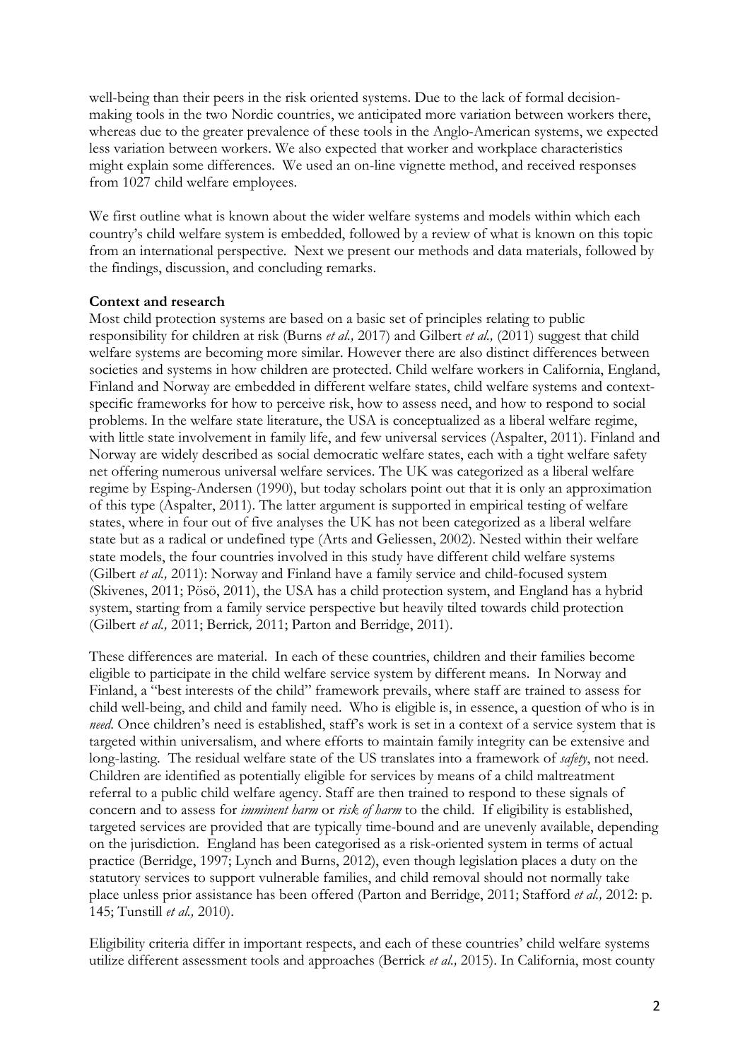well-being than their peers in the risk oriented systems. Due to the lack of formal decision-making tools in the two Nordic countries, we anticipated more variation between workers there, whereas due to the greater prevalence of these tools in the Anglo-American systems, we expected less variation between workers. We also expected that worker and workplace characteristics might explain some differences. We used an on-line vignette method, and received responses from 1027 child welfare employees.

We first outline what is known about the wider welfare systems and models within which each country's child welfare system is embedded, followed by a review of what is known on this topic from an international perspective. Next we present our methods and data materials, followed by the findings, discussion, and concluding remarks.

**Context and research**

Most child protection systems are based on a basic set of principles relating to public responsibility for children at risk (Burns *et al.,* 2017) and Gilbert *et al.,* (2011) suggest that child welfare systems are becoming more similar. However there are also distinct differences between societies and systems in how children are protected. Child welfare workers in California, England, Finland and Norway are embedded in different welfare states, child welfare systems and context-specific frameworks for how to perceive risk, how to assess need, and how to respond to social problems. In the welfare state literature, the USA is conceptualized as a liberal welfare regime, with little state involvement in family life, and few universal services (Aspalter, 2011). Finland and Norway are widely described as social democratic welfare states, each with a tight welfare safety net offering numerous universal welfare services. The UK was categorized as a liberal welfare regime by Esping-Andersen (1990), but today scholars point out that it is only an approximation of this type (Aspalter, 2011). The latter argument is supported in empirical testing of welfare states, where in four out of five analyses the UK has not been categorized as a liberal welfare state but as a radical or undefined type (Arts and Geliessen, 2002). Nested within their welfare state models, the four countries involved in this study have different child welfare systems (Gilbert *et al.,* 2011): Norway and Finland have a family service and child-focused system (Skivenes, 2011; Pösö, 2011), the USA has a child protection system, and England has a hybrid system, starting from a family service perspective but heavily tilted towards child protection (Gilbert *et al.,* 2011; Berrick*,* 2011; Parton and Berridge, 2011).

These differences are material. In each of these countries, children and their families become eligible to participate in the child welfare service system by different means. In Norway and Finland, a "best interests of the child" framework prevails, where staff are trained to assess for child well-being, and child and family need. Who is eligible is, in essence, a question of who is in *need*. Once children's need is established, staff's work is set in a context of a service system that is targeted within universalism, and where efforts to maintain family integrity can be extensive and long-lasting. The residual welfare state of the US translates into a framework of *safety*, not need. Children are identified as potentially eligible for services by means of a child maltreatment referral to a public child welfare agency. Staff are then trained to respond to these signals of concern and to assess for *imminent harm* or *risk of harm* to the child. If eligibility is established, targeted services are provided that are typically time-bound and are unevenly available, depending on the jurisdiction. England has been categorised as a risk-oriented system in terms of actual practice (Berridge, 1997; Lynch and Burns, 2012), even though legislation places a duty on the statutory services to support vulnerable families, and child removal should not normally take place unless prior assistance has been offered (Parton and Berridge, 2011; Stafford *et al.,* 2012: p. 145; Tunstill *et al.,* 2010).

Eligibility criteria differ in important respects, and each of these countries' child welfare systems utilize different assessment tools and approaches (Berrick *et al.,* 2015). In California, most county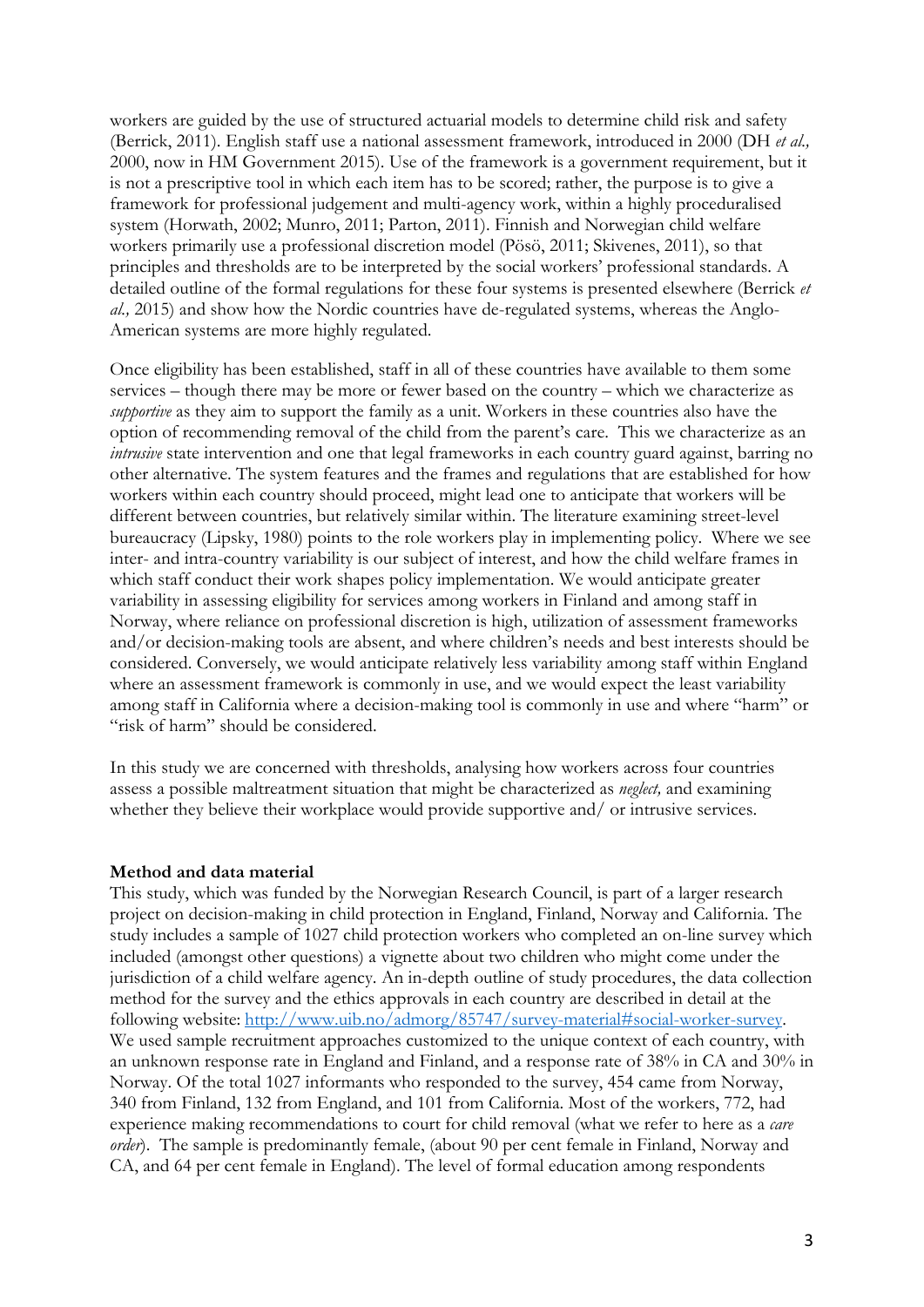workers are guided by the use of structured actuarial models to determine child risk and safety (Berrick, 2011). English staff use a national assessment framework, introduced in 2000 (DH *et al.,* 2000, now in HM Government 2015). Use of the framework is a government requirement, but it is not a prescriptive tool in which each item has to be scored; rather, the purpose is to give a framework for professional judgement and multi-agency work, within a highly proceduralised system (Horwath, 2002; Munro, 2011; Parton, 2011). Finnish and Norwegian child welfare workers primarily use a professional discretion model (Pösö, 2011; Skivenes, 2011), so that principles and thresholds are to be interpreted by the social workers' professional standards. A detailed outline of the formal regulations for these four systems is presented elsewhere (Berrick *et al.,* 2015) and show how the Nordic countries have de-regulated systems, whereas the Anglo-American systems are more highly regulated.

Once eligibility has been established, staff in all of these countries have available to them some services – though there may be more or fewer based on the country – which we characterize as *supportive* as they aim to support the family as a unit. Workers in these countries also have the option of recommending removal of the child from the parent's care. This we characterize as an *intrusive* state intervention and one that legal frameworks in each country guard against, barring no other alternative. The system features and the frames and regulations that are established for how workers within each country should proceed, might lead one to anticipate that workers will be different between countries, but relatively similar within. The literature examining street-level bureaucracy (Lipsky, 1980) points to the role workers play in implementing policy. Where we see inter- and intra-country variability is our subject of interest, and how the child welfare frames in which staff conduct their work shapes policy implementation. We would anticipate greater variability in assessing eligibility for services among workers in Finland and among staff in Norway, where reliance on professional discretion is high, utilization of assessment frameworks and/or decision-making tools are absent, and where children's needs and best interests should be considered. Conversely, we would anticipate relatively less variability among staff within England where an assessment framework is commonly in use, and we would expect the least variability among staff in California where a decision-making tool is commonly in use and where "harm" or "risk of harm" should be considered.

In this study we are concerned with thresholds, analysing how workers across four countries assess a possible maltreatment situation that might be characterized as *neglect,* and examining whether they believe their workplace would provide supportive and/ or intrusive services.

**Method and data material**

This study, which was funded by the Norwegian Research Council, is part of a larger research project on decision-making in child protection in England, Finland, Norway and California. The study includes a sample of 1027 child protection workers who completed an on-line survey which included (amongst other questions) a vignette about two children who might come under the jurisdiction of a child welfare agency. An in-depth outline of study procedures, the data collection method for the survey and the ethics approvals in each country are described in detail at the following website: http://www.uib.no/admorg/85747/survey-material#social-worker-survey. We used sample recruitment approaches customized to the unique context of each country, with an unknown response rate in England and Finland, and a response rate of 38% in CA and 30% in Norway. Of the total 1027 informants who responded to the survey, 454 came from Norway, 340 from Finland, 132 from England, and 101 from California. Most of the workers, 772, had experience making recommendations to court for child removal (what we refer to here as a *care order*). The sample is predominantly female, (about 90 per cent female in Finland, Norway and CA, and 64 per cent female in England). The level of formal education among respondents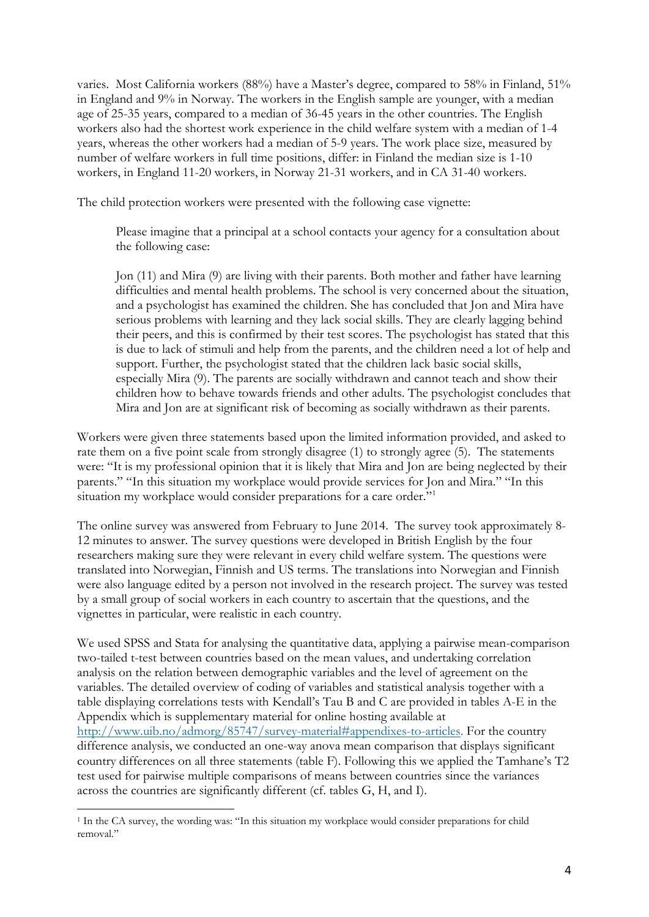varies. Most California workers (88%) have a Master's degree, compared to 58% in Finland, 51% in England and 9% in Norway. The workers in the English sample are younger, with a median age of 25-35 years, compared to a median of 36-45 years in the other countries. The English workers also had the shortest work experience in the child welfare system with a median of 1-4 years, whereas the other workers had a median of 5-9 years. The work place size, measured by number of welfare workers in full time positions, differ: in Finland the median size is 1-10 workers, in England 11-20 workers, in Norway 21-31 workers, and in CA 31-40 workers.

The child protection workers were presented with the following case vignette:

> Please imagine that a principal at a school contacts your agency for a consultation about the following case:
>
> Jon (11) and Mira (9) are living with their parents. Both mother and father have learning difficulties and mental health problems. The school is very concerned about the situation, and a psychologist has examined the children. She has concluded that Jon and Mira have serious problems with learning and they lack social skills. They are clearly lagging behind their peers, and this is confirmed by their test scores. The psychologist has stated that this is due to lack of stimuli and help from the parents, and the children need a lot of help and support. Further, the psychologist stated that the children lack basic social skills, especially Mira (9). The parents are socially withdrawn and cannot teach and show their children how to behave towards friends and other adults. The psychologist concludes that Mira and Jon are at significant risk of becoming as socially withdrawn as their parents.

Workers were given three statements based upon the limited information provided, and asked to rate them on a five point scale from strongly disagree (1) to strongly agree (5). The statements were: "It is my professional opinion that it is likely that Mira and Jon are being neglected by their parents." "In this situation my workplace would provide services for Jon and Mira." "In this situation my workplace would consider preparations for a care order."[1]

The online survey was answered from February to June 2014. The survey took approximately 8-12 minutes to answer. The survey questions were developed in British English by the four researchers making sure they were relevant in every child welfare system. The questions were translated into Norwegian, Finnish and US terms. The translations into Norwegian and Finnish were also language edited by a person not involved in the research project. The survey was tested by a small group of social workers in each country to ascertain that the questions, and the vignettes in particular, were realistic in each country.

We used SPSS and Stata for analysing the quantitative data, applying a pairwise mean-comparison two-tailed t-test between countries based on the mean values, and undertaking correlation analysis on the relation between demographic variables and the level of agreement on the variables. The detailed overview of coding of variables and statistical analysis together with a table displaying correlations tests with Kendall's Tau B and C are provided in tables A-E in the Appendix which is supplementary material for online hosting available at http://www.uib.no/admorg/85747/survey-material#appendixes-to-articles. For the country difference analysis, we conducted an one-way anova mean comparison that displays significant country differences on all three statements (table F). Following this we applied the Tamhane's T2 test used for pairwise multiple comparisons of means between countries since the variances across the countries are significantly different (cf. tables G, H, and I).

[1] In the CA survey, the wording was: "In this situation my workplace would consider preparations for child removal."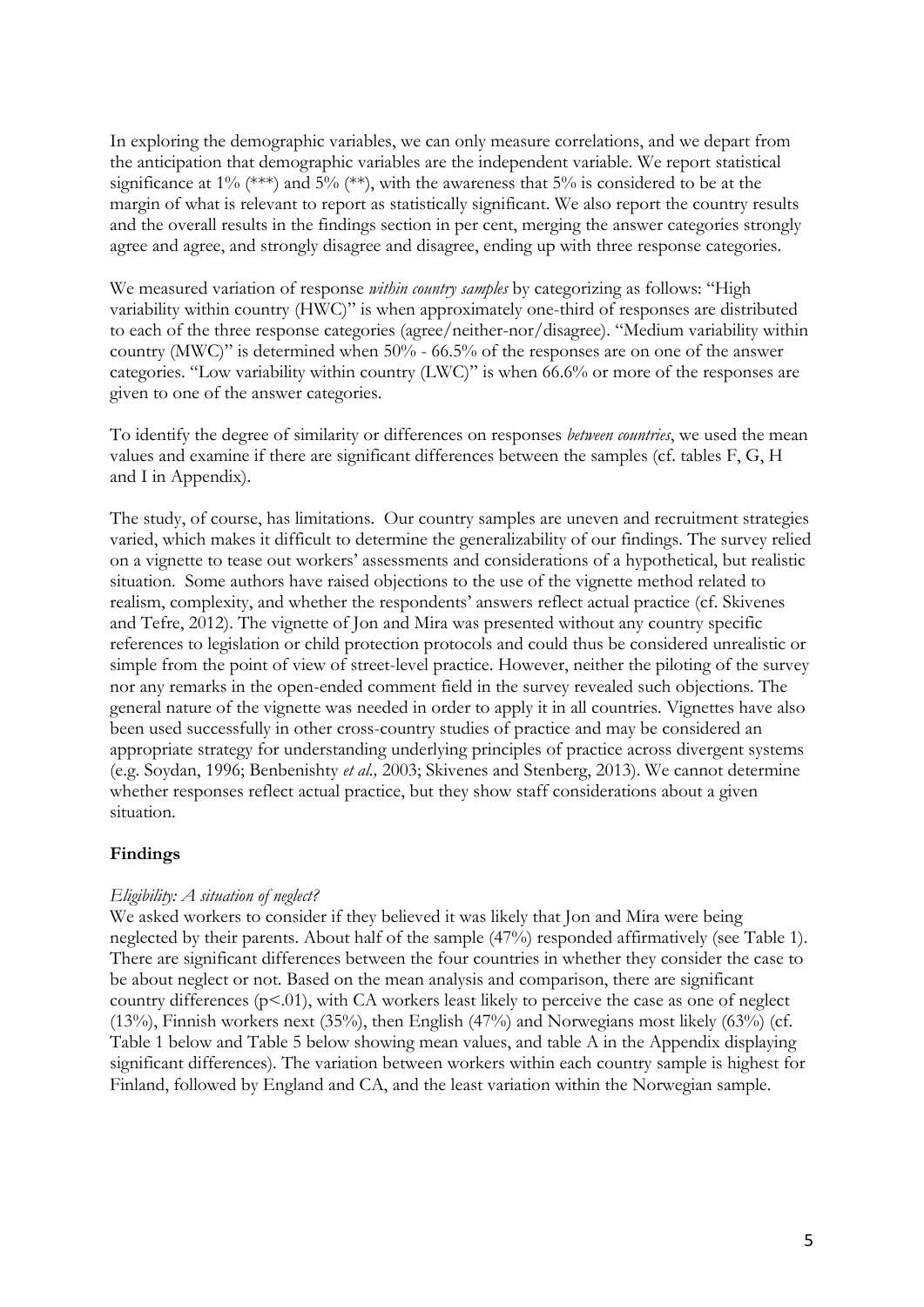In exploring the demographic variables, we can only measure correlations, and we depart from the anticipation that demographic variables are the independent variable. We report statistical significance at 1% (***) and 5% (**), with the awareness that 5% is considered to be at the margin of what is relevant to report as statistically significant. We also report the country results and the overall results in the findings section in per cent, merging the answer categories strongly agree and agree, and strongly disagree and disagree, ending up with three response categories.

We measured variation of response *within country samples* by categorizing as follows: "High variability within country (HWC)" is when approximately one-third of responses are distributed to each of the three response categories (agree/neither-nor/disagree). "Medium variability within country (MWC)" is determined when 50% - 66.5% of the responses are on one of the answer categories. "Low variability within country (LWC)" is when 66.6% or more of the responses are given to one of the answer categories.

To identify the degree of similarity or differences on responses *between countries*, we used the mean values and examine if there are significant differences between the samples (cf. tables F, G, H and I in Appendix).

The study, of course, has limitations. Our country samples are uneven and recruitment strategies varied, which makes it difficult to determine the generalizability of our findings. The survey relied on a vignette to tease out workers' assessments and considerations of a hypothetical, but realistic situation. Some authors have raised objections to the use of the vignette method related to realism, complexity, and whether the respondents' answers reflect actual practice (cf. Skivenes and Tefre, 2012). The vignette of Jon and Mira was presented without any country specific references to legislation or child protection protocols and could thus be considered unrealistic or simple from the point of view of street-level practice. However, neither the piloting of the survey nor any remarks in the open-ended comment field in the survey revealed such objections. The general nature of the vignette was needed in order to apply it in all countries. Vignettes have also been used successfully in other cross-country studies of practice and may be considered an appropriate strategy for understanding underlying principles of practice across divergent systems (e.g. Soydan, 1996; Benbenishty *et al.,* 2003; Skivenes and Stenberg, 2013). We cannot determine whether responses reflect actual practice, but they show staff considerations about a given situation.

## Findings

### *Eligibility: A situation of neglect?*

We asked workers to consider if they believed it was likely that Jon and Mira were being neglected by their parents. About half of the sample (47%) responded affirmatively (see Table 1). There are significant differences between the four countries in whether they consider the case to be about neglect or not. Based on the mean analysis and comparison, there are significant country differences ($p<.01$), with CA workers least likely to perceive the case as one of neglect (13%), Finnish workers next (35%), then English (47%) and Norwegians most likely (63%) (cf. Table 1 below and Table 5 below showing mean values, and table A in the Appendix displaying significant differences). The variation between workers within each country sample is highest for Finland, followed by England and CA, and the least variation within the Norwegian sample.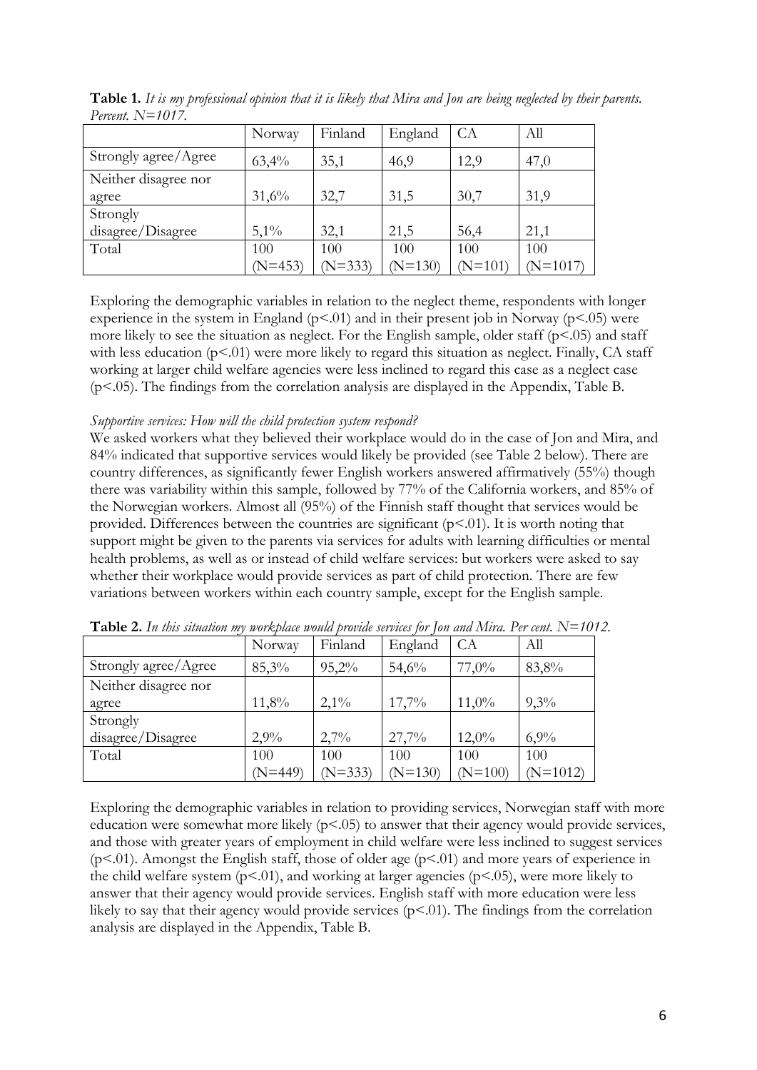**Table 1.** *It is my professional opinion that it is likely that Mira and Jon are being neglected by their parents. Percent. N=1017.*

| | Norway | Finland | England | CA | All |
|---|---|---|---|---|---|
| Strongly agree/Agree | 63,4% | 35,1 | 46,9 | 12,9 | 47,0 |
| Neither disagree nor agree | 31,6% | 32,7 | 31,5 | 30,7 | 31,9 |
| Strongly disagree/Disagree | 5,1% | 32,1 | 21,5 | 56,4 | 21,1 |
| Total | 100 (N=453) | 100 (N=333) | 100 (N=130) | 100 (N=101) | 100 (N=1017) |

Exploring the demographic variables in relation to the neglect theme, respondents with longer experience in the system in England ($p<.01$) and in their present job in Norway ($p<.05$) were more likely to see the situation as neglect. For the English sample, older staff ($p<.05$) and staff with less education ($p<.01$) were more likely to regard this situation as neglect. Finally, CA staff working at larger child welfare agencies were less inclined to regard this case as a neglect case ($p<.05$). The findings from the correlation analysis are displayed in the Appendix, Table B.

*Supportive services: How will the child protection system respond?*

We asked workers what they believed their workplace would do in the case of Jon and Mira, and 84% indicated that supportive services would likely be provided (see Table 2 below). There are country differences, as significantly fewer English workers answered affirmatively (55%) though there was variability within this sample, followed by 77% of the California workers, and 85% of the Norwegian workers. Almost all (95%) of the Finnish staff thought that services would be provided. Differences between the countries are significant ($p<.01$). It is worth noting that support might be given to the parents via services for adults with learning difficulties or mental health problems, as well as or instead of child welfare services: but workers were asked to say whether their workplace would provide services as part of child protection. There are few variations between workers within each country sample, except for the English sample.

**Table 2.** *In this situation my workplace would provide services for Jon and Mira. Per cent. N=1012.*

| | Norway | Finland | England | CA | All |
|---|---|---|---|---|---|
| Strongly agree/Agree | 85,3% | 95,2% | 54,6% | 77,0% | 83,8% |
| Neither disagree nor agree | 11,8% | 2,1% | 17,7% | 11,0% | 9,3% |
| Strongly disagree/Disagree | 2,9% | 2,7% | 27,7% | 12,0% | 6,9% |
| Total | 100 (N=449) | 100 (N=333) | 100 (N=130) | 100 (N=100) | 100 (N=1012) |

Exploring the demographic variables in relation to providing services, Norwegian staff with more education were somewhat more likely ($p<.05$) to answer that their agency would provide services, and those with greater years of employment in child welfare were less inclined to suggest services ($p<.01$). Amongst the English staff, those of older age ($p<.01$) and more years of experience in the child welfare system ($p<.01$), and working at larger agencies ($p<.05$), were more likely to answer that their agency would provide services. English staff with more education were less likely to say that their agency would provide services ($p<.01$). The findings from the correlation analysis are displayed in the Appendix, Table B.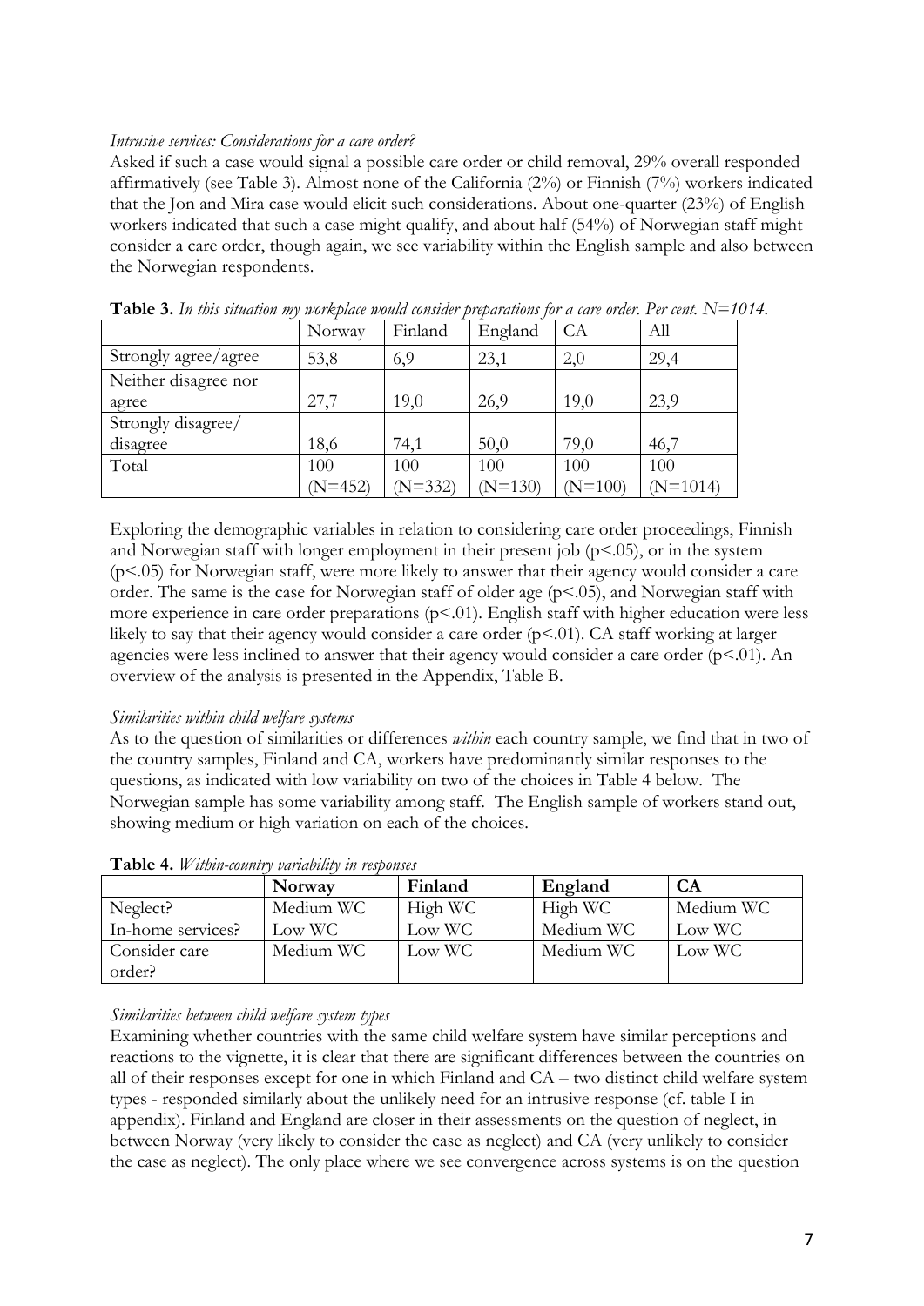*Intrusive services: Considerations for a care order?*

Asked if such a case would signal a possible care order or child removal, 29% overall responded affirmatively (see Table 3). Almost none of the California (2%) or Finnish (7%) workers indicated that the Jon and Mira case would elicit such considerations. About one-quarter (23%) of English workers indicated that such a case might qualify, and about half (54%) of Norwegian staff might consider a care order, though again, we see variability within the English sample and also between the Norwegian respondents.

**Table 3.** *In this situation my workplace would consider preparations for a care order. Per cent. N=1014.*

| | Norway | Finland | England | CA | All |
|---|---|---|---|---|---|
| Strongly agree/agree | 53,8 | 6,9 | 23,1 | 2,0 | 29,4 |
| Neither disagree nor agree | 27,7 | 19,0 | 26,9 | 19,0 | 23,9 |
| Strongly disagree/ disagree | 18,6 | 74,1 | 50,0 | 79,0 | 46,7 |
| Total | 100 (N=452) | 100 (N=332) | 100 (N=130) | 100 (N=100) | 100 (N=1014) |

Exploring the demographic variables in relation to considering care order proceedings, Finnish and Norwegian staff with longer employment in their present job ($p<.05$), or in the system ($p<.05$) for Norwegian staff, were more likely to answer that their agency would consider a care order. The same is the case for Norwegian staff of older age ($p<.05$), and Norwegian staff with more experience in care order preparations ($p<.01$). English staff with higher education were less likely to say that their agency would consider a care order ($p<.01$). CA staff working at larger agencies were less inclined to answer that their agency would consider a care order ($p<.01$). An overview of the analysis is presented in the Appendix, Table B.

*Similarities within child welfare systems*

As to the question of similarities or differences *within* each country sample, we find that in two of the country samples, Finland and CA, workers have predominantly similar responses to the questions, as indicated with low variability on two of the choices in Table 4 below. The Norwegian sample has some variability among staff. The English sample of workers stand out, showing medium or high variation on each of the choices.

**Table 4.** *Within-country variability in responses*

| | **Norway** | **Finland** | **England** | **CA** |
|---|---|---|---|---|
| Neglect? | Medium WC | High WC | High WC | Medium WC |
| In-home services? | Low WC | Low WC | Medium WC | Low WC |
| Consider care order? | Medium WC | Low WC | Medium WC | Low WC |

*Similarities between child welfare system types*

Examining whether countries with the same child welfare system have similar perceptions and reactions to the vignette, it is clear that there are significant differences between the countries on all of their responses except for one in which Finland and CA – two distinct child welfare system types - responded similarly about the unlikely need for an intrusive response (cf. table I in appendix). Finland and England are closer in their assessments on the question of neglect, in between Norway (very likely to consider the case as neglect) and CA (very unlikely to consider the case as neglect). The only place where we see convergence across systems is on the question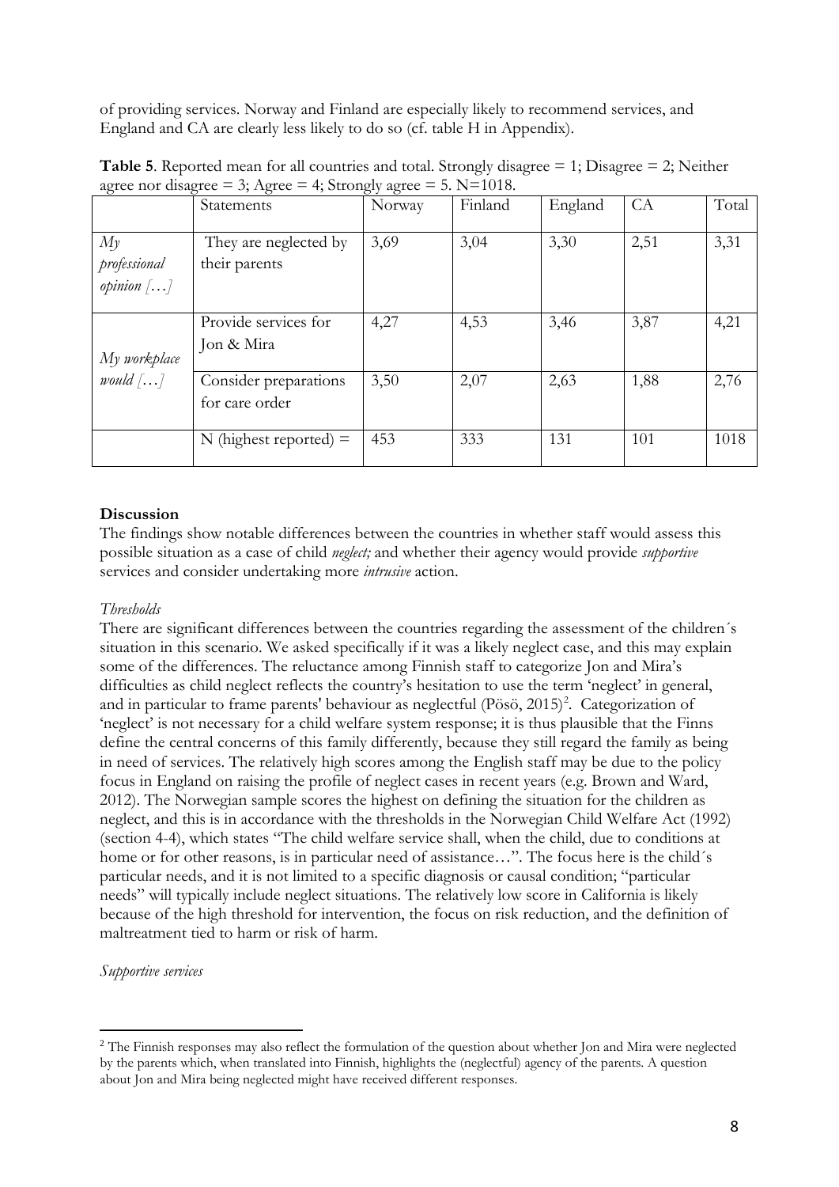of providing services. Norway and Finland are especially likely to recommend services, and England and CA are clearly less likely to do so (cf. table H in Appendix).

**Table 5**. Reported mean for all countries and total. Strongly disagree = 1; Disagree = 2; Neither agree nor disagree = 3; Agree = 4; Strongly agree = 5. N=1018.

| | Statements | Norway | Finland | England | CA | Total |
|---|---|---|---|---|---|---|
| *My professional opinion […]* | They are neglected by their parents | 3,69 | 3,04 | 3,30 | 2,51 | 3,31 |
| *My workplace would […]* | Provide services for Jon & Mira | 4,27 | 4,53 | 3,46 | 3,87 | 4,21 |
| | Consider preparations for care order | 3,50 | 2,07 | 2,63 | 1,88 | 2,76 |
| | N (highest reported) = | 453 | 333 | 131 | 101 | 1018 |

**Discussion**

The findings show notable differences between the countries in whether staff would assess this possible situation as a case of child *neglect;* and whether their agency would provide *supportive* services and consider undertaking more *intrusive* action.

*Thresholds*

There are significant differences between the countries regarding the assessment of the children´s situation in this scenario. We asked specifically if it was a likely neglect case, and this may explain some of the differences. The reluctance among Finnish staff to categorize Jon and Mira's difficulties as child neglect reflects the country's hesitation to use the term 'neglect' in general, and in particular to frame parents' behaviour as neglectful (Pösö, 2015)[2]. Categorization of 'neglect' is not necessary for a child welfare system response; it is thus plausible that the Finns define the central concerns of this family differently, because they still regard the family as being in need of services. The relatively high scores among the English staff may be due to the policy focus in England on raising the profile of neglect cases in recent years (e.g. Brown and Ward, 2012). The Norwegian sample scores the highest on defining the situation for the children as neglect, and this is in accordance with the thresholds in the Norwegian Child Welfare Act (1992) (section 4-4), which states "The child welfare service shall, when the child, due to conditions at home or for other reasons, is in particular need of assistance…". The focus here is the child´s particular needs, and it is not limited to a specific diagnosis or causal condition; "particular needs" will typically include neglect situations. The relatively low score in California is likely because of the high threshold for intervention, the focus on risk reduction, and the definition of maltreatment tied to harm or risk of harm.

*Supportive services*

[2] The Finnish responses may also reflect the formulation of the question about whether Jon and Mira were neglected by the parents which, when translated into Finnish, highlights the (neglectful) agency of the parents. A question about Jon and Mira being neglected might have received different responses.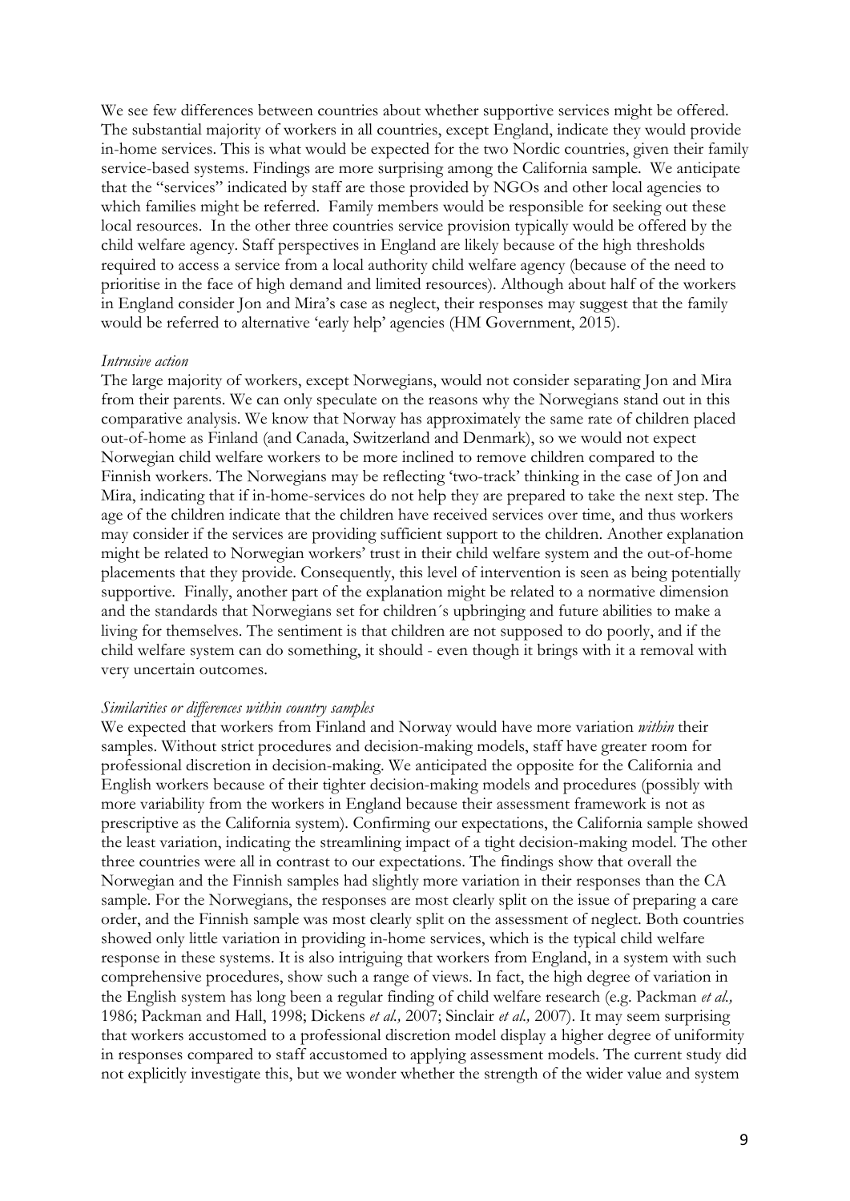We see few differences between countries about whether supportive services might be offered. The substantial majority of workers in all countries, except England, indicate they would provide in-home services. This is what would be expected for the two Nordic countries, given their family service-based systems. Findings are more surprising among the California sample. We anticipate that the "services" indicated by staff are those provided by NGOs and other local agencies to which families might be referred. Family members would be responsible for seeking out these local resources. In the other three countries service provision typically would be offered by the child welfare agency. Staff perspectives in England are likely because of the high thresholds required to access a service from a local authority child welfare agency (because of the need to prioritise in the face of high demand and limited resources). Although about half of the workers in England consider Jon and Mira's case as neglect, their responses may suggest that the family would be referred to alternative 'early help' agencies (HM Government, 2015).

*Intrusive action*

The large majority of workers, except Norwegians, would not consider separating Jon and Mira from their parents. We can only speculate on the reasons why the Norwegians stand out in this comparative analysis. We know that Norway has approximately the same rate of children placed out-of-home as Finland (and Canada, Switzerland and Denmark), so we would not expect Norwegian child welfare workers to be more inclined to remove children compared to the Finnish workers. The Norwegians may be reflecting 'two-track' thinking in the case of Jon and Mira, indicating that if in-home-services do not help they are prepared to take the next step. The age of the children indicate that the children have received services over time, and thus workers may consider if the services are providing sufficient support to the children. Another explanation might be related to Norwegian workers' trust in their child welfare system and the out-of-home placements that they provide. Consequently, this level of intervention is seen as being potentially supportive. Finally, another part of the explanation might be related to a normative dimension and the standards that Norwegians set for children´s upbringing and future abilities to make a living for themselves. The sentiment is that children are not supposed to do poorly, and if the child welfare system can do something, it should - even though it brings with it a removal with very uncertain outcomes.

*Similarities or differences within country samples*

We expected that workers from Finland and Norway would have more variation *within* their samples. Without strict procedures and decision-making models, staff have greater room for professional discretion in decision-making. We anticipated the opposite for the California and English workers because of their tighter decision-making models and procedures (possibly with more variability from the workers in England because their assessment framework is not as prescriptive as the California system). Confirming our expectations, the California sample showed the least variation, indicating the streamlining impact of a tight decision-making model. The other three countries were all in contrast to our expectations. The findings show that overall the Norwegian and the Finnish samples had slightly more variation in their responses than the CA sample. For the Norwegians, the responses are most clearly split on the issue of preparing a care order, and the Finnish sample was most clearly split on the assessment of neglect. Both countries showed only little variation in providing in-home services, which is the typical child welfare response in these systems. It is also intriguing that workers from England, in a system with such comprehensive procedures, show such a range of views. In fact, the high degree of variation in the English system has long been a regular finding of child welfare research (e.g. Packman *et al.,* 1986; Packman and Hall, 1998; Dickens *et al.,* 2007; Sinclair *et al.,* 2007). It may seem surprising that workers accustomed to a professional discretion model display a higher degree of uniformity in responses compared to staff accustomed to applying assessment models. The current study did not explicitly investigate this, but we wonder whether the strength of the wider value and system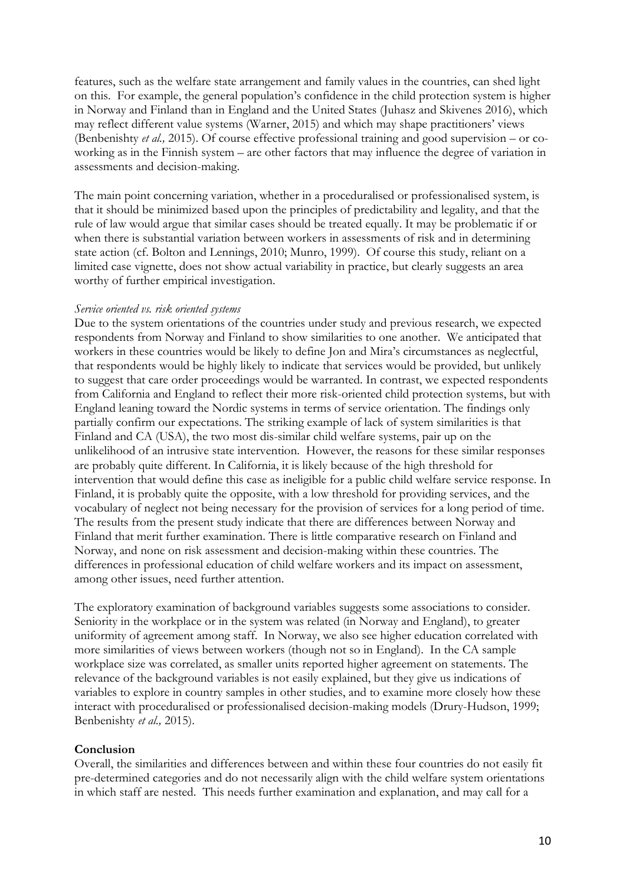features, such as the welfare state arrangement and family values in the countries, can shed light on this. For example, the general population's confidence in the child protection system is higher in Norway and Finland than in England and the United States (Juhasz and Skivenes 2016), which may reflect different value systems (Warner, 2015) and which may shape practitioners' views (Benbenishty *et al.,* 2015). Of course effective professional training and good supervision – or co-working as in the Finnish system – are other factors that may influence the degree of variation in assessments and decision-making.

The main point concerning variation, whether in a proceduralised or professionalised system, is that it should be minimized based upon the principles of predictability and legality, and that the rule of law would argue that similar cases should be treated equally. It may be problematic if or when there is substantial variation between workers in assessments of risk and in determining state action (cf. Bolton and Lennings, 2010; Munro, 1999). Of course this study, reliant on a limited case vignette, does not show actual variability in practice, but clearly suggests an area worthy of further empirical investigation.

*Service oriented vs. risk oriented systems*

Due to the system orientations of the countries under study and previous research, we expected respondents from Norway and Finland to show similarities to one another. We anticipated that workers in these countries would be likely to define Jon and Mira's circumstances as neglectful, that respondents would be highly likely to indicate that services would be provided, but unlikely to suggest that care order proceedings would be warranted. In contrast, we expected respondents from California and England to reflect their more risk-oriented child protection systems, but with England leaning toward the Nordic systems in terms of service orientation. The findings only partially confirm our expectations. The striking example of lack of system similarities is that Finland and CA (USA), the two most dis-similar child welfare systems, pair up on the unlikelihood of an intrusive state intervention. However, the reasons for these similar responses are probably quite different. In California, it is likely because of the high threshold for intervention that would define this case as ineligible for a public child welfare service response. In Finland, it is probably quite the opposite, with a low threshold for providing services, and the vocabulary of neglect not being necessary for the provision of services for a long period of time. The results from the present study indicate that there are differences between Norway and Finland that merit further examination. There is little comparative research on Finland and Norway, and none on risk assessment and decision-making within these countries. The differences in professional education of child welfare workers and its impact on assessment, among other issues, need further attention.

The exploratory examination of background variables suggests some associations to consider. Seniority in the workplace or in the system was related (in Norway and England), to greater uniformity of agreement among staff. In Norway, we also see higher education correlated with more similarities of views between workers (though not so in England). In the CA sample workplace size was correlated, as smaller units reported higher agreement on statements. The relevance of the background variables is not easily explained, but they give us indications of variables to explore in country samples in other studies, and to examine more closely how these interact with proceduralised or professionalised decision-making models (Drury-Hudson, 1999; Benbenishty *et al.,* 2015).

**Conclusion**

Overall, the similarities and differences between and within these four countries do not easily fit pre-determined categories and do not necessarily align with the child welfare system orientations in which staff are nested. This needs further examination and explanation, and may call for a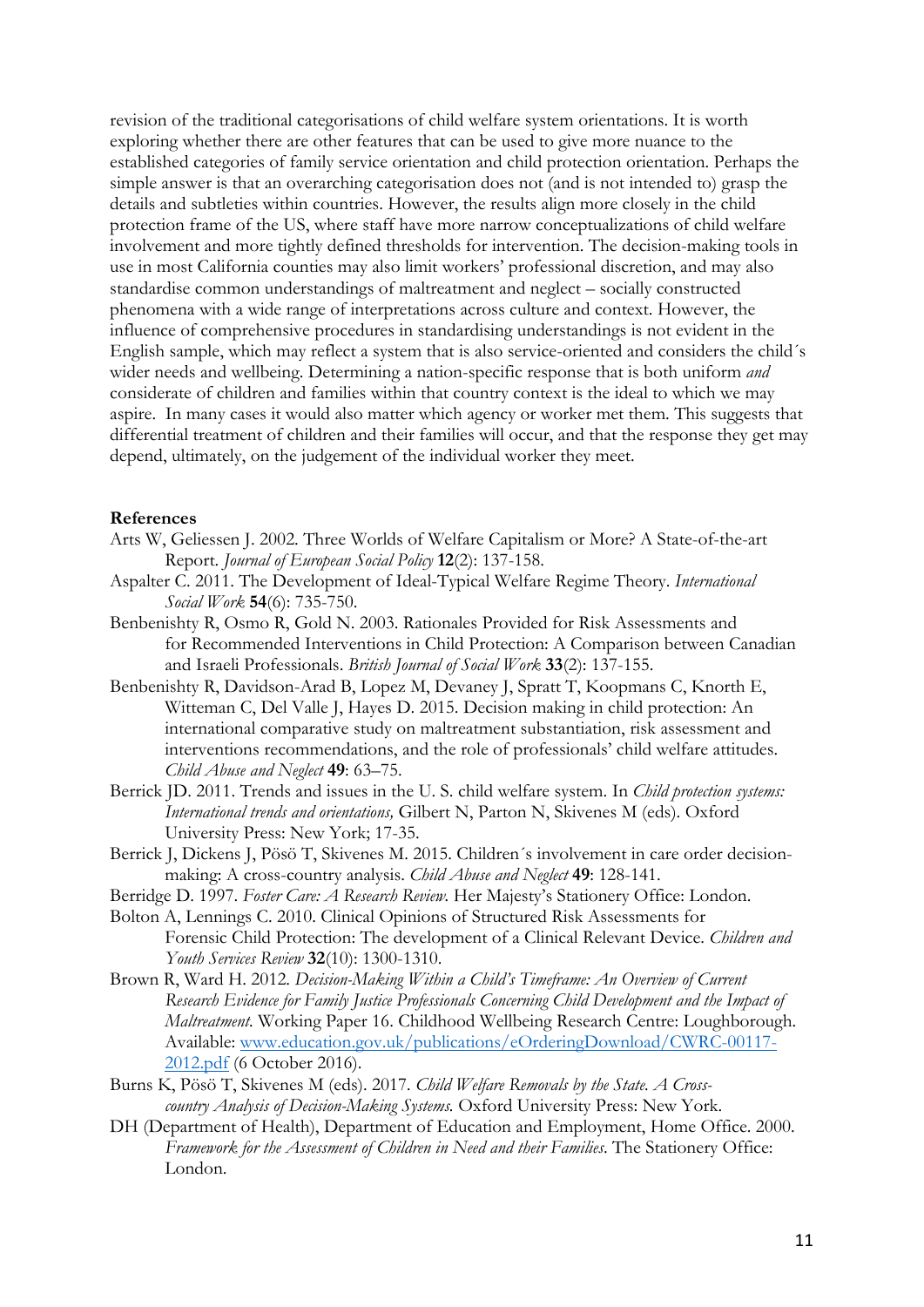revision of the traditional categorisations of child welfare system orientations. It is worth exploring whether there are other features that can be used to give more nuance to the established categories of family service orientation and child protection orientation. Perhaps the simple answer is that an overarching categorisation does not (and is not intended to) grasp the details and subtleties within countries. However, the results align more closely in the child protection frame of the US, where staff have more narrow conceptualizations of child welfare involvement and more tightly defined thresholds for intervention. The decision-making tools in use in most California counties may also limit workers' professional discretion, and may also standardise common understandings of maltreatment and neglect – socially constructed phenomena with a wide range of interpretations across culture and context. However, the influence of comprehensive procedures in standardising understandings is not evident in the English sample, which may reflect a system that is also service-oriented and considers the child´s wider needs and wellbeing. Determining a nation-specific response that is both uniform *and* considerate of children and families within that country context is the ideal to which we may aspire. In many cases it would also matter which agency or worker met them. This suggests that differential treatment of children and their families will occur, and that the response they get may depend, ultimately, on the judgement of the individual worker they meet.

**References**

Arts W, Geliessen J. 2002. Three Worlds of Welfare Capitalism or More? A State-of-the-art Report. *Journal of European Social Policy* **12**(2): 137-158.

Aspalter C. 2011. The Development of Ideal-Typical Welfare Regime Theory. *International Social Work* **54**(6): 735-750.

Benbenishty R, Osmo R, Gold N. 2003. Rationales Provided for Risk Assessments and for Recommended Interventions in Child Protection: A Comparison between Canadian and Israeli Professionals. *British Journal of Social Work* **33**(2): 137-155.

Benbenishty R, Davidson-Arad B, Lopez M, Devaney J, Spratt T, Koopmans C, Knorth E, Witteman C, Del Valle J, Hayes D. 2015. Decision making in child protection: An international comparative study on maltreatment substantiation, risk assessment and interventions recommendations, and the role of professionals' child welfare attitudes. *Child Abuse and Neglect* **49**: 63–75.

Berrick JD. 2011. Trends and issues in the U. S. child welfare system. In *Child protection systems: International trends and orientations,* Gilbert N, Parton N, Skivenes M (eds). Oxford University Press: New York; 17-35.

Berrick J, Dickens J, Pösö T, Skivenes M. 2015. Children´s involvement in care order decision-making: A cross-country analysis. *Child Abuse and Neglect* **49**: 128-141.

Berridge D. 1997. *Foster Care: A Research Review.* Her Majesty's Stationery Office: London.

Bolton A, Lennings C. 2010. Clinical Opinions of Structured Risk Assessments for Forensic Child Protection: The development of a Clinical Relevant Device. *Children and Youth Services Review* **32**(10): 1300-1310.

Brown R, Ward H. 2012. *Decision-Making Within a Child's Timeframe: An Overview of Current Research Evidence for Family Justice Professionals Concerning Child Development and the Impact of Maltreatment.* Working Paper 16. Childhood Wellbeing Research Centre: Loughborough. Available: [www.education.gov.uk/publications/eOrderingDownload/CWRC-00117-2012.pdf](www.education.gov.uk/publications/eOrderingDownload/CWRC-00117-2012.pdf) (6 October 2016).

Burns K, Pösö T, Skivenes M (eds). 2017. *Child Welfare Removals by the State. A Cross-country Analysis of Decision-Making Systems.* Oxford University Press: New York.

DH (Department of Health), Department of Education and Employment, Home Office. 2000. *Framework for the Assessment of Children in Need and their Families.* The Stationery Office: London.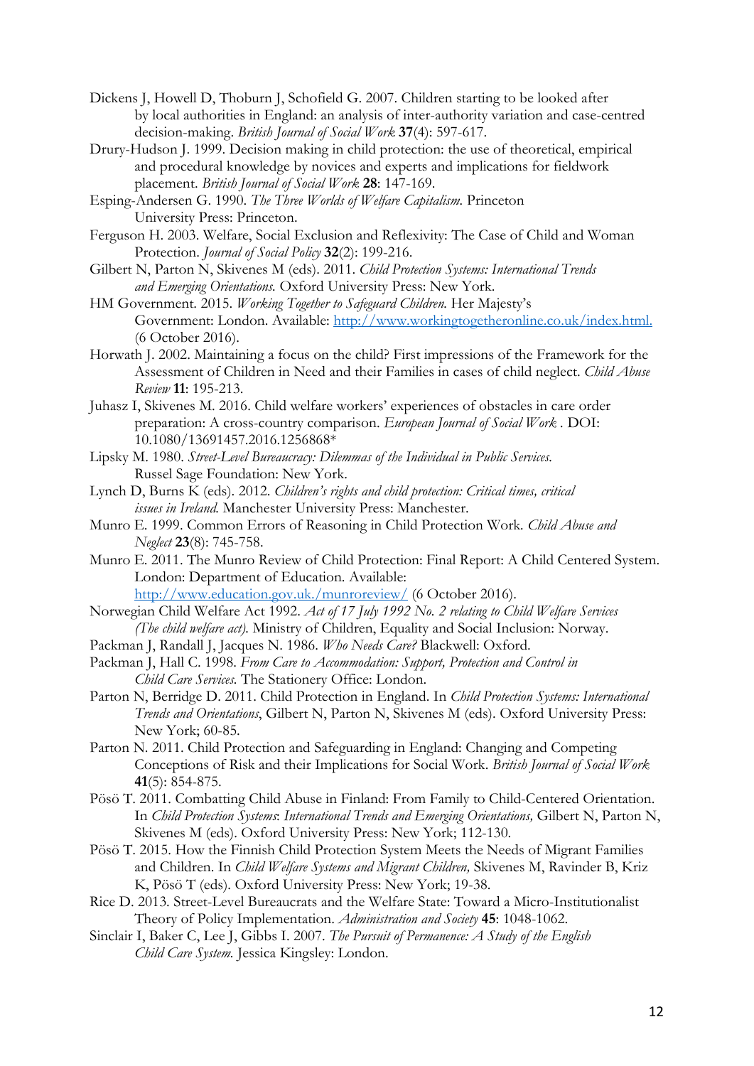Dickens J, Howell D, Thoburn J, Schofield G. 2007. Children starting to be looked after by local authorities in England: an analysis of inter-authority variation and case-centred decision-making. *British Journal of Social Work* **37**(4): 597-617.

Drury-Hudson J. 1999. Decision making in child protection: the use of theoretical, empirical and procedural knowledge by novices and experts and implications for fieldwork placement. *British Journal of Social Work* **28**: 147-169.

Esping-Andersen G. 1990. *The Three Worlds of Welfare Capitalism.* Princeton University Press: Princeton.

Ferguson H. 2003. Welfare, Social Exclusion and Reflexivity: The Case of Child and Woman Protection. *Journal of Social Policy* **32**(2): 199-216.

Gilbert N, Parton N, Skivenes M (eds). 2011. *Child Protection Systems: International Trends and Emerging Orientations.* Oxford University Press: New York.

HM Government. 2015. *Working Together to Safeguard Children.* Her Majesty's Government: London. Available: http://www.workingtogetheronline.co.uk/index.html. (6 October 2016).

Horwath J. 2002. Maintaining a focus on the child? First impressions of the Framework for the Assessment of Children in Need and their Families in cases of child neglect. *Child Abuse Review* **11**: 195-213.

Juhasz I, Skivenes M. 2016. Child welfare workers' experiences of obstacles in care order preparation: A cross-country comparison. *European Journal of Social Work* . DOI: 10.1080/13691457.2016.1256868*

Lipsky M. 1980. *Street-Level Bureaucracy: Dilemmas of the Individual in Public Services.* Russel Sage Foundation: New York.

Lynch D, Burns K (eds). 2012. *Children's rights and child protection: Critical times, critical issues in Ireland.* Manchester University Press: Manchester.

Munro E. 1999. Common Errors of Reasoning in Child Protection Work. *Child Abuse and Neglect* **23**(8): 745-758.

Munro E. 2011. The Munro Review of Child Protection: Final Report: A Child Centered System. London: Department of Education. Available: http://www.education.gov.uk./munroreview/ (6 October 2016).

Norwegian Child Welfare Act 1992. *Act of 17 July 1992 No. 2 relating to Child Welfare Services (The child welfare act).* Ministry of Children, Equality and Social Inclusion: Norway.

Packman J, Randall J, Jacques N. 1986. *Who Needs Care?* Blackwell: Oxford.

Packman J, Hall C. 1998. *From Care to Accommodation: Support, Protection and Control in Child Care Services.* The Stationery Office: London.

Parton N, Berridge D. 2011. Child Protection in England. In *Child Protection Systems: International Trends and Orientations*, Gilbert N, Parton N, Skivenes M (eds). Oxford University Press: New York; 60-85.

Parton N. 2011. Child Protection and Safeguarding in England: Changing and Competing Conceptions of Risk and their Implications for Social Work. *British Journal of Social Work* **41**(5): 854-875.

Pösö T. 2011. Combatting Child Abuse in Finland: From Family to Child-Centered Orientation. In *Child Protection Systems: International Trends and Emerging Orientations,* Gilbert N, Parton N, Skivenes M (eds). Oxford University Press: New York; 112-130.

Pösö T. 2015. How the Finnish Child Protection System Meets the Needs of Migrant Families and Children. In *Child Welfare Systems and Migrant Children,* Skivenes M, Ravinder B, Kriz K, Pösö T (eds). Oxford University Press: New York; 19-38.

Rice D. 2013. Street-Level Bureaucrats and the Welfare State: Toward a Micro-Institutionalist Theory of Policy Implementation. *Administration and Society* **45**: 1048-1062.

Sinclair I, Baker C, Lee J, Gibbs I. 2007. *The Pursuit of Permanence: A Study of the English Child Care System.* Jessica Kingsley: London.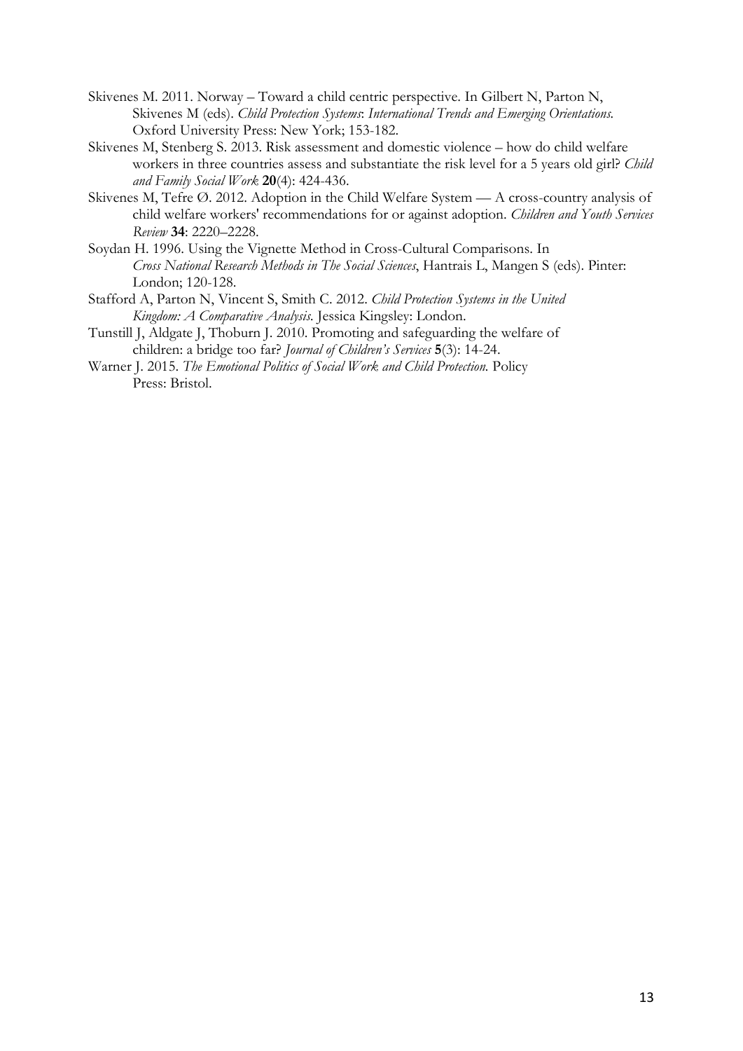Skivenes M. 2011. Norway – Toward a child centric perspective. In Gilbert N, Parton N, Skivenes M (eds). *Child Protection Systems: International Trends and Emerging Orientations.* Oxford University Press: New York; 153-182.

Skivenes M, Stenberg S. 2013. Risk assessment and domestic violence – how do child welfare workers in three countries assess and substantiate the risk level for a 5 years old girl? *Child and Family Social Work* **20**(4): 424-436.

Skivenes M, Tefre Ø. 2012. Adoption in the Child Welfare System — A cross-country analysis of child welfare workers' recommendations for or against adoption. *Children and Youth Services Review* **34**: 2220–2228.

Soydan H. 1996. Using the Vignette Method in Cross-Cultural Comparisons. In *Cross National Research Methods in The Social Sciences*, Hantrais L, Mangen S (eds). Pinter: London; 120-128.

Stafford A, Parton N, Vincent S, Smith C. 2012. *Child Protection Systems in the United Kingdom: A Comparative Analysis.* Jessica Kingsley: London.

Tunstill J, Aldgate J, Thoburn J. 2010. Promoting and safeguarding the welfare of children: a bridge too far? *Journal of Children's Services* **5**(3): 14-24.

Warner J. 2015. *The Emotional Politics of Social Work and Child Protection.* Policy Press: Bristol.